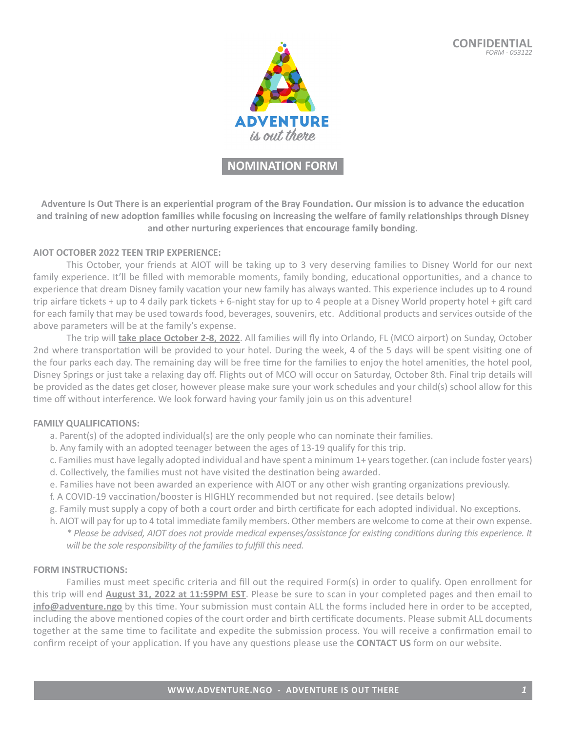**CONFIDENTIAL**
*FORM - 053122*

ADVENTURE
*is out there*

# NOMINATION FORM

**Adventure Is Out There is an experiential program of the Bray Foundation. Our mission is to advance the education and training of new adoption families while focusing on increasing the welfare of family relationships through Disney and other nurturing experiences that encourage family bonding.**

**AIOT OCTOBER 2022 TEEN TRIP EXPERIENCE:**

This October, your friends at AIOT will be taking up to 3 very deserving families to Disney World for our next family experience. It'll be filled with memorable moments, family bonding, educational opportunities, and a chance to experience that dream Disney family vacation your new family has always wanted. This experience includes up to 4 round trip airfare tickets + up to 4 daily park tickets + 6-night stay for up to 4 people at a Disney World property hotel + gift card for each family that may be used towards food, beverages, souvenirs, etc. Additional products and services outside of the above parameters will be at the family's expense.

The trip will **take place October 2-8, 2022**. All families will fly into Orlando, FL (MCO airport) on Sunday, October 2nd where transportation will be provided to your hotel. During the week, 4 of the 5 days will be spent visiting one of the four parks each day. The remaining day will be free time for the families to enjoy the hotel amenities, the hotel pool, Disney Springs or just take a relaxing day off. Flights out of MCO will occur on Saturday, October 8th. Final trip details will be provided as the dates get closer, however please make sure your work schedules and your child(s) school allow for this time off without interference. We look forward having your family join us on this adventure!

**FAMILY QUALIFICATIONS:**

a. Parent(s) of the adopted individual(s) are the only people who can nominate their families.
b. Any family with an adopted teenager between the ages of 13-19 qualify for this trip.
c. Families must have legally adopted individual and have spent a minimum 1+ years together. (can include foster years)
d. Collectively, the families must not have visited the destination being awarded.
e. Families have not been awarded an experience with AIOT or any other wish granting organizations previously.
f. A COVID-19 vaccination/booster is HIGHLY recommended but not required. (see details below)
g. Family must supply a copy of both a court order and birth certificate for each adopted individual. No exceptions.
h. AIOT will pay for up to 4 total immediate family members. Other members are welcome to come at their own expense.
*\* Please be advised, AIOT does not provide medical expenses/assistance for existing conditions during this experience. It will be the sole responsibility of the families to fulfill this need.*

**FORM INSTRUCTIONS:**

Families must meet specific criteria and fill out the required Form(s) in order to qualify. Open enrollment for this trip will end **August 31, 2022 at 11:59PM EST**. Please be sure to scan in your completed pages and then email to **info@adventure.ngo** by this time. Your submission must contain ALL the forms included here in order to be accepted, including the above mentioned copies of the court order and birth certificate documents. Please submit ALL documents together at the same time to facilitate and expedite the submission process. You will receive a confirmation email to confirm receipt of your application. If you have any questions please use the **CONTACT US** form on our website.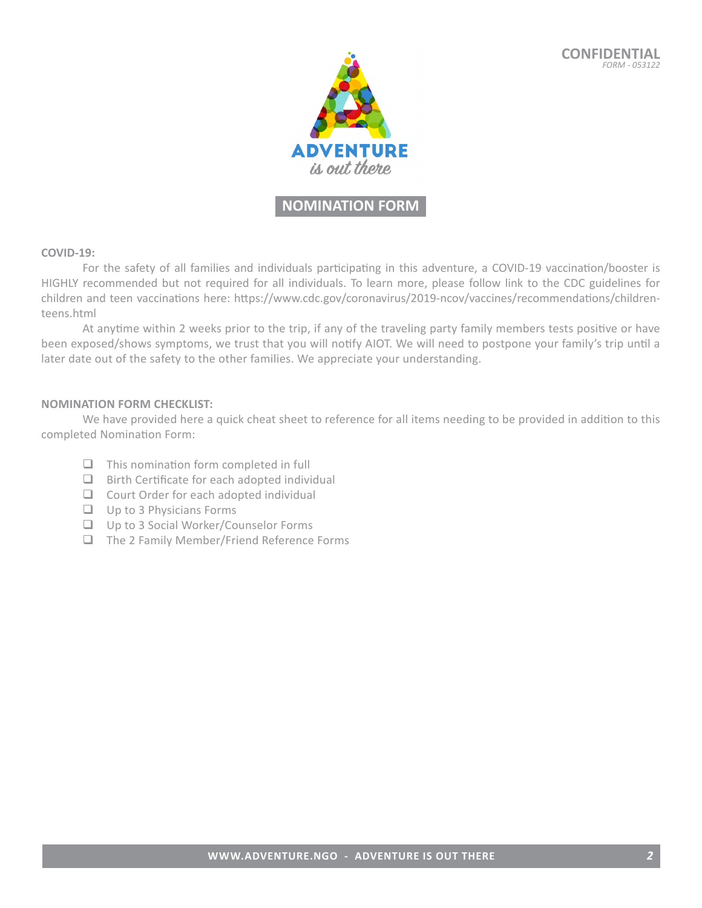**CONFIDENTIAL**
*FORM - 053122*

ADVENTURE
*is out there*

## NOMINATION FORM

**COVID-19:**

For the safety of all families and individuals participating in this adventure, a COVID-19 vaccination/booster is HIGHLY recommended but not required for all individuals. To learn more, please follow link to the CDC guidelines for children and teen vaccinations here: https://www.cdc.gov/coronavirus/2019-ncov/vaccines/recommendations/children-teens.html

At anytime within 2 weeks prior to the trip, if any of the traveling party family members tests positive or have been exposed/shows symptoms, we trust that you will notify AIOT. We will need to postpone your family's trip until a later date out of the safety to the other families. We appreciate your understanding.

**NOMINATION FORM CHECKLIST:**

We have provided here a quick cheat sheet to reference for all items needing to be provided in addition to this completed Nomination Form:

- [ ] This nomination form completed in full
- [ ] Birth Certificate for each adopted individual
- [ ] Court Order for each adopted individual
- [ ] Up to 3 Physicians Forms
- [ ] Up to 3 Social Worker/Counselor Forms
- [ ] The 2 Family Member/Friend Reference Forms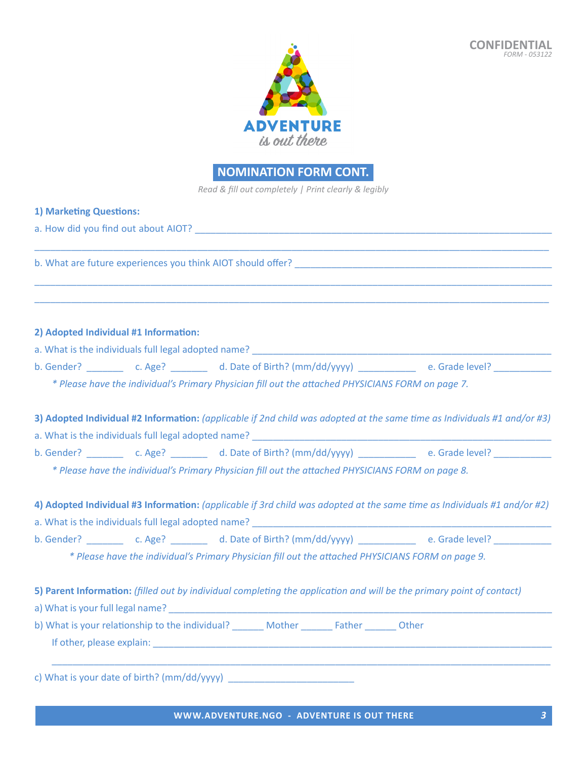CONFIDENTIAL
*FORM - 053122*

ADVENTURE
*is out there*

## NOMINATION FORM CONT.

*Read & fill out completely | Print clearly & legibly*

**1) Marketing Questions:**

a. How did you find out about AIOT? ______________________________________________________________________

______________________________________________________________________________________________

b. What are future experiences you think AIOT should offer? ____________________________________________

______________________________________________________________________________________________

______________________________________________________________________________________________

**2) Adopted Individual #1 Information:**

a. What is the individuals full legal adopted name? _________________________________________________

b. Gender? _______ c. Age? _______ d. Date of Birth? (mm/dd/yyyy) ___________ e. Grade level? ___________

*\* Please have the individual's Primary Physician fill out the attached PHYSICIANS FORM on page 7.*

**3) Adopted Individual #2 Information:** *(applicable if 2nd child was adopted at the same time as Individuals #1 and/or #3)*

a. What is the individuals full legal adopted name? _________________________________________________

b. Gender? _______ c. Age? _______ d. Date of Birth? (mm/dd/yyyy) ___________ e. Grade level? ___________

*\* Please have the individual's Primary Physician fill out the attached PHYSICIANS FORM on page 8.*

**4) Adopted Individual #3 Information:** *(applicable if 3rd child was adopted at the same time as Individuals #1 and/or #2)*

a. What is the individuals full legal adopted name? _________________________________________________

b. Gender? _______ c. Age? _______ d. Date of Birth? (mm/dd/yyyy) ___________ e. Grade level? ___________

*\* Please have the individual's Primary Physician fill out the attached PHYSICIANS FORM on page 9.*

**5) Parent Information:** *(filled out by individual completing the application and will be the primary point of contact)*

a) What is your full legal name? _______________________________________________________________

b) What is your relationship to the individual? ______ Mother ______ Father ______ Other

If other, please explain: _______________________________________________________________________

______________________________________________________________________________________________

c) What is your date of birth? (mm/dd/yyyy) ________________________

WWW.ADVENTURE.NGO - ADVENTURE IS OUT THERE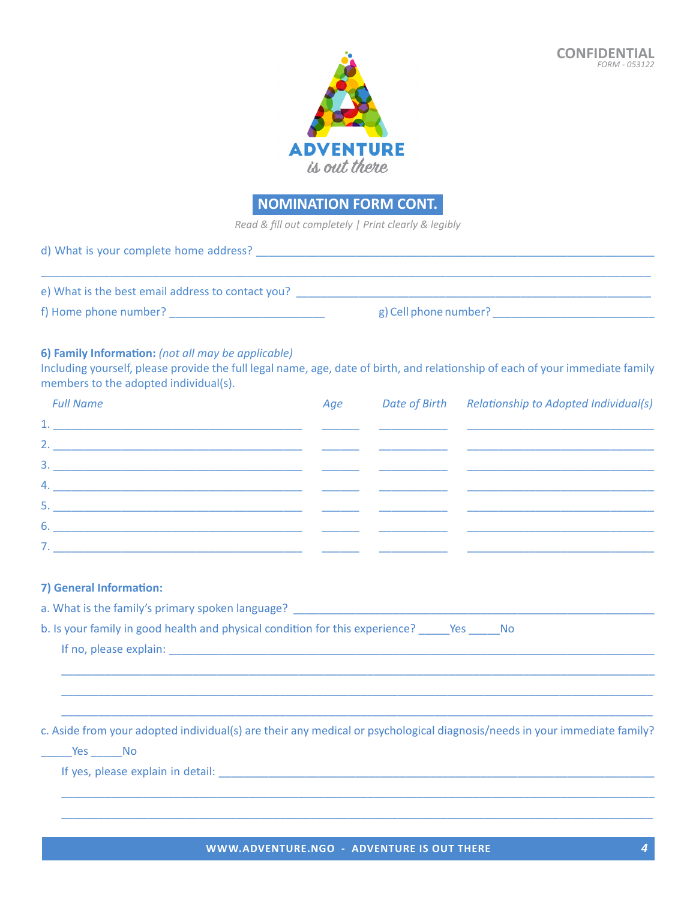CONFIDENTIAL
*FORM - 053122*

ADVENTURE
*is out there*

## NOMINATION FORM CONT.

*Read & fill out completely | Print clearly & legibly*

d) What is your complete home address? ______________________________________________________________

______________________________________________________________________________________________

e) What is the best email address to contact you? _______________________________________________________

f) Home phone number? _________________________ g) Cell phone number? __________________________

**6) Family Information:** *(not all may be applicable)*
Including yourself, please provide the full legal name, age, date of birth, and relationship of each of your immediate family members to the adopted individual(s).

| | *Full Name* | *Age* | *Date of Birth* | *Relationship to Adopted Individual(s)* |
|---|---|---|---|---|
| 1. | | | | |
| 2. | | | | |
| 3. | | | | |
| 4. | | | | |
| 5. | | | | |
| 6. | | | | |
| 7. | | | | |

**7) General Information:**

a. What is the family's primary spoken language? _______________________________________________________

b. Is your family in good health and physical condition for this experience? _____Yes _____No

If no, please explain: ___________________________________________________________________________

______________________________________________________________________________________________

______________________________________________________________________________________________

______________________________________________________________________________________________

c. Aside from your adopted individual(s) are their any medical or psychological diagnosis/needs in your immediate family?

_____Yes _____No

If yes, please explain in detail: ___________________________________________________________________

______________________________________________________________________________________________

______________________________________________________________________________________________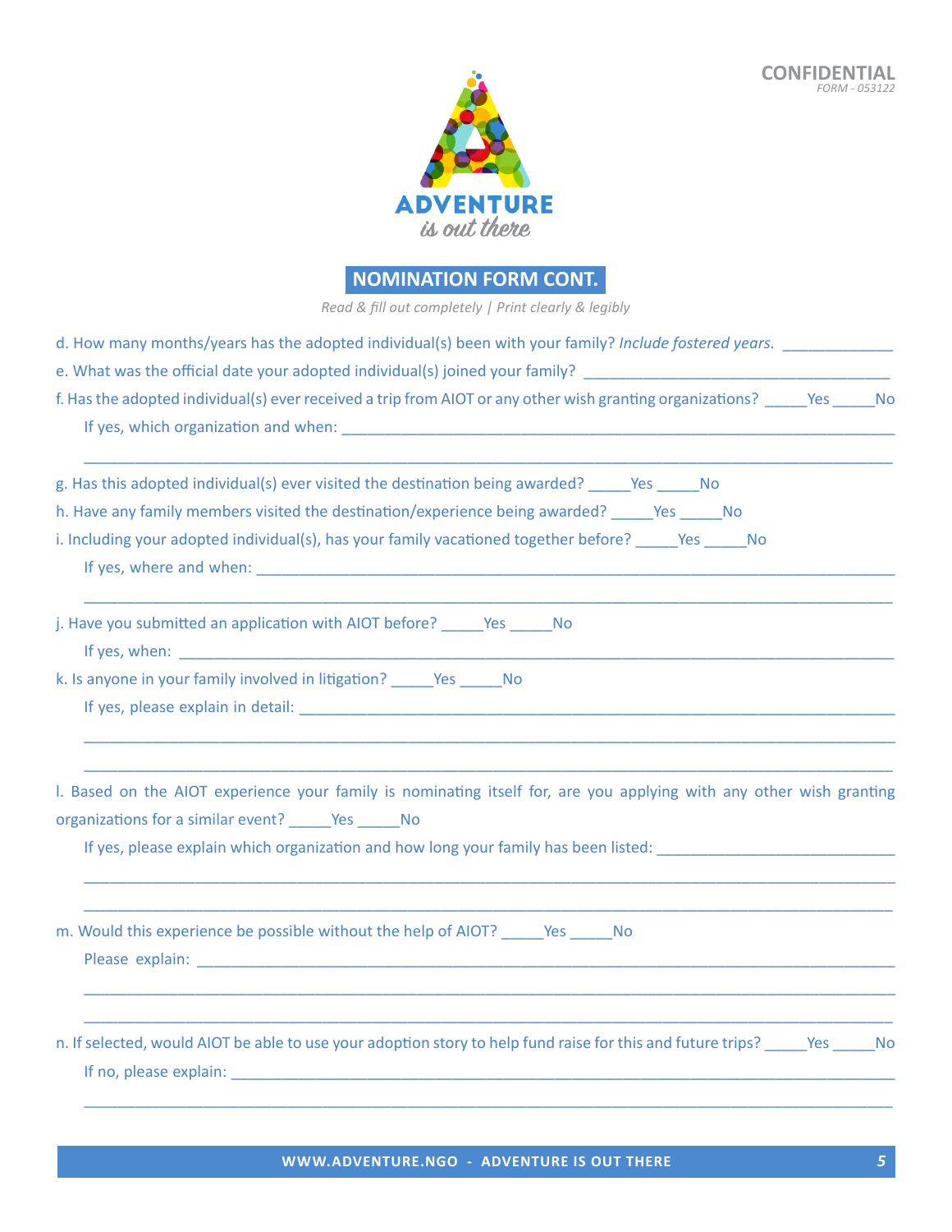CONFIDENTIAL
*FORM - 053122*

ADVENTURE
*is out there*

## NOMINATION FORM CONT.

*Read & fill out completely | Print clearly & legibly*

d. How many months/years has the adopted individual(s) been with your family? *Include fostered years.* _____________

e. What was the official date your adopted individual(s) joined your family? ____________________________________

f. Has the adopted individual(s) ever received a trip from AIOT or any other wish granting organizations? _____Yes _____No

If yes, which organization and when: ____________________________________________________________________

_____________________________________________________________________________________________

g. Has this adopted individual(s) ever visited the destination being awarded? _____Yes _____No

h. Have any family members visited the destination/experience being awarded? _____Yes _____No

i. Including your adopted individual(s), has your family vacationed together before? _____Yes _____No

If yes, where and when: __________________________________________________________________________

_____________________________________________________________________________________________

j. Have you submitted an application with AIOT before? _____Yes _____No

If yes, when: ____________________________________________________________________________________

k. Is anyone in your family involved in litigation? _____Yes _____No

If yes, please explain in detail: ______________________________________________________________________

_____________________________________________________________________________________________

_____________________________________________________________________________________________

l. Based on the AIOT experience your family is nominating itself for, are you applying with any other wish granting organizations for a similar event? _____Yes _____No

If yes, please explain which organization and how long your family has been listed: ____________________________

_____________________________________________________________________________________________

_____________________________________________________________________________________________

m. Would this experience be possible without the help of AIOT? _____Yes _____No

Please explain: ___________________________________________________________________________________

_____________________________________________________________________________________________

_____________________________________________________________________________________________

n. If selected, would AIOT be able to use your adoption story to help fund raise for this and future trips? _____Yes _____No

If no, please explain: _______________________________________________________________________________

_____________________________________________________________________________________________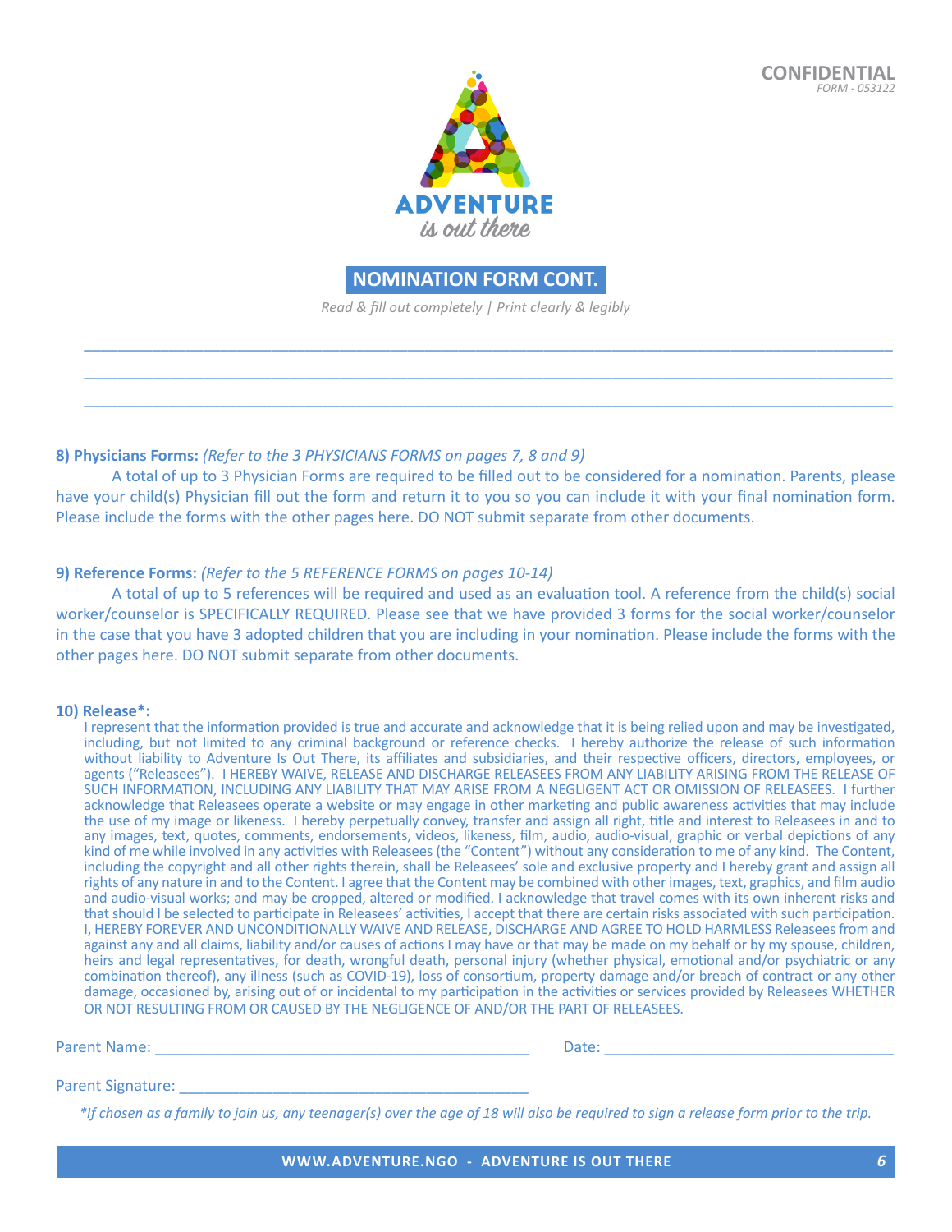CONFIDENTIAL
*FORM - 053122*

ADVENTURE
*is out there*

## NOMINATION FORM CONT.

*Read & fill out completely | Print clearly & legibly*

______________________________________________________________________________________

______________________________________________________________________________________

______________________________________________________________________________________

**8) Physicians Forms:** *(Refer to the 3 PHYSICIANS FORMS on pages 7, 8 and 9)*

A total of up to 3 Physician Forms are required to be filled out to be considered for a nomination. Parents, please have your child(s) Physician fill out the form and return it to you so you can include it with your final nomination form. Please include the forms with the other pages here. DO NOT submit separate from other documents.

**9) Reference Forms:** *(Refer to the 5 REFERENCE FORMS on pages 10-14)*

A total of up to 5 references will be required and used as an evaluation tool. A reference from the child(s) social worker/counselor is SPECIFICALLY REQUIRED. Please see that we have provided 3 forms for the social worker/counselor in the case that you have 3 adopted children that you are including in your nomination. Please include the forms with the other pages here. DO NOT submit separate from other documents.

**10) Release*:**

I represent that the information provided is true and accurate and acknowledge that it is being relied upon and may be investigated, including, but not limited to any criminal background or reference checks. I hereby authorize the release of such information without liability to Adventure Is Out There, its affiliates and subsidiaries, and their respective officers, directors, employees, or agents ("Releasees"). I HEREBY WAIVE, RELEASE AND DISCHARGE RELEASEES FROM ANY LIABILITY ARISING FROM THE RELEASE OF SUCH INFORMATION, INCLUDING ANY LIABILITY THAT MAY ARISE FROM A NEGLIGENT ACT OR OMISSION OF RELEASEES. I further acknowledge that Releasees operate a website or may engage in other marketing and public awareness activities that may include the use of my image or likeness. I hereby perpetually convey, transfer and assign all right, title and interest to Releasees in and to any images, text, quotes, comments, endorsements, videos, likeness, film, audio, audio-visual, graphic or verbal depictions of any kind of me while involved in any activities with Releasees (the "Content") without any consideration to me of any kind. The Content, including the copyright and all other rights therein, shall be Releasees' sole and exclusive property and I hereby grant and assign all rights of any nature in and to the Content. I agree that the Content may be combined with other images, text, graphics, and film audio and audio-visual works; and may be cropped, altered or modified. I acknowledge that travel comes with its own inherent risks and that should I be selected to participate in Releasees' activities, I accept that there are certain risks associated with such participation. I, HEREBY FOREVER AND UNCONDITIONALLY WAIVE AND RELEASE, DISCHARGE AND AGREE TO HOLD HARMLESS Releasees from and against any and all claims, liability and/or causes of actions I may have or that may be made on my behalf or by my spouse, children, heirs and legal representatives, for death, wrongful death, personal injury (whether physical, emotional and/or psychiatric or any combination thereof), any illness (such as COVID-19), loss of consortium, property damage and/or breach of contract or any other damage, occasioned by, arising out of or incidental to my participation in the activities or services provided by Releasees WHETHER OR NOT RESULTING FROM OR CAUSED BY THE NEGLIGENCE OF AND/OR THE PART OF RELEASEES.

Parent Name: ____________________________________________ Date: __________________________________

Parent Signature: _________________________________________

*\*If chosen as a family to join us, any teenager(s) over the age of 18 will also be required to sign a release form prior to the trip.*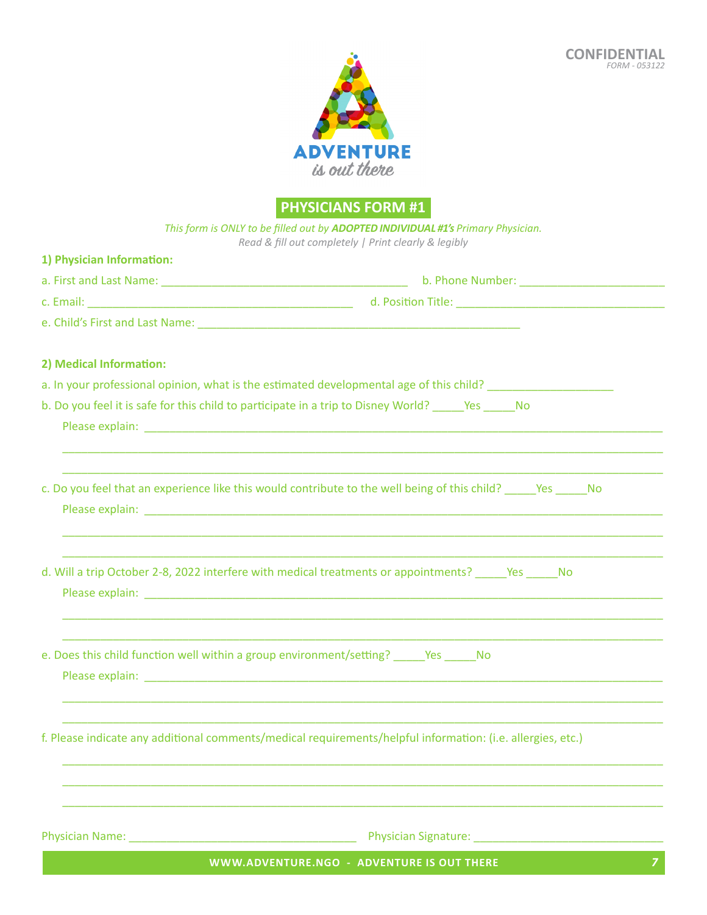CONFIDENTIAL
*FORM - 053122*

ADVENTURE
*is out there*

## PHYSICIANS FORM #1

*This form is ONLY to be filled out by **ADOPTED INDIVIDUAL #1's** Primary Physician.*
*Read & fill out completely | Print clearly & legibly*

**1) Physician Information:**

a. First and Last Name: ________________________________________ b. Phone Number: _______________________

c. Email: ____________________________________________ d. Position Title: __________________________________

e. Child's First and Last Name: ____________________________________________________

**2) Medical Information:**

a. In your professional opinion, what is the estimated developmental age of this child? ____________________

b. Do you feel it is safe for this child to participate in a trip to Disney World? _____Yes _____No

Please explain: ____________________________________________________________________________________

____________________________________________________________________________________________________

____________________________________________________________________________________________________

c. Do you feel that an experience like this would contribute to the well being of this child? _____Yes _____No

Please explain: ____________________________________________________________________________________

____________________________________________________________________________________________________

____________________________________________________________________________________________________

d. Will a trip October 2-8, 2022 interfere with medical treatments or appointments? _____Yes _____No

Please explain: ____________________________________________________________________________________

____________________________________________________________________________________________________

____________________________________________________________________________________________________

e. Does this child function well within a group environment/setting? _____Yes _____No

Please explain: ____________________________________________________________________________________

____________________________________________________________________________________________________

____________________________________________________________________________________________________

f. Please indicate any additional comments/medical requirements/helpful information: (i.e. allergies, etc.)

____________________________________________________________________________________________________

____________________________________________________________________________________________________

____________________________________________________________________________________________________

Physician Name: ____________________________________ Physician Signature: ______________________________

WWW.ADVENTURE.NGO - ADVENTURE IS OUT THERE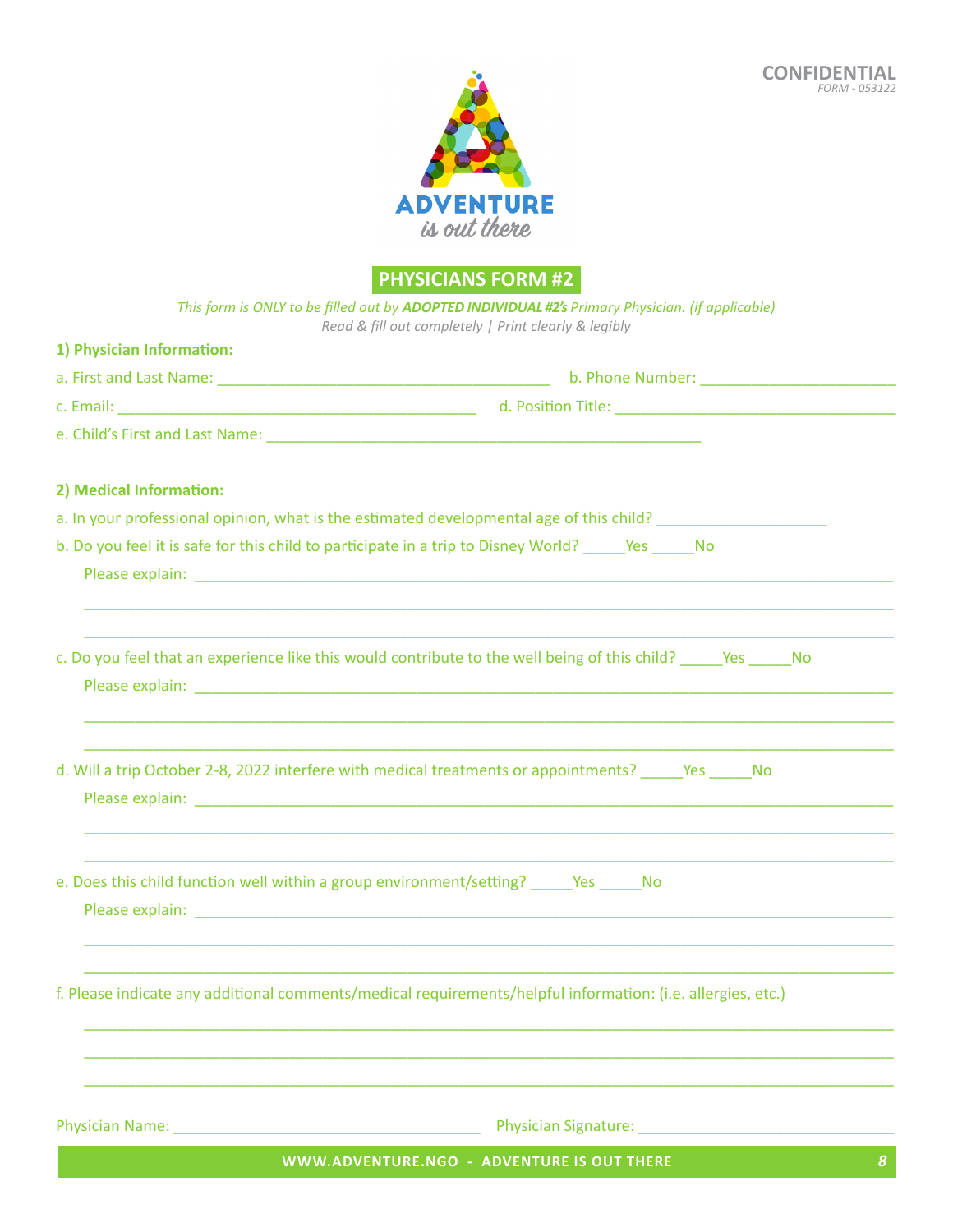CONFIDENTIAL
*FORM - 053122*

ADVENTURE
*is out there*

## PHYSICIANS FORM #2

*This form is ONLY to be filled out by **ADOPTED INDIVIDUAL #2's** Primary Physician. (if applicable)*
*Read & fill out completely | Print clearly & legibly*

**1) Physician Information:**

a. First and Last Name: ________________________________________ b. Phone Number: _______________________

c. Email: ___________________________________________ d. Position Title: __________________________________

e. Child's First and Last Name: ____________________________________________________

**2) Medical Information:**

a. In your professional opinion, what is the estimated developmental age of this child? ____________________

b. Do you feel it is safe for this child to participate in a trip to Disney World? _____Yes _____No

Please explain: ______________________________________________________________________________________

_____________________________________________________________________________________________________

_____________________________________________________________________________________________________

c. Do you feel that an experience like this would contribute to the well being of this child? _____Yes _____No

Please explain: ______________________________________________________________________________________

_____________________________________________________________________________________________________

_____________________________________________________________________________________________________

d. Will a trip October 2-8, 2022 interfere with medical treatments or appointments? _____Yes _____No

Please explain: ______________________________________________________________________________________

_____________________________________________________________________________________________________

_____________________________________________________________________________________________________

e. Does this child function well within a group environment/setting? _____Yes _____No

Please explain: ______________________________________________________________________________________

_____________________________________________________________________________________________________

_____________________________________________________________________________________________________

f. Please indicate any additional comments/medical requirements/helpful information: (i.e. allergies, etc.)

_____________________________________________________________________________________________________

_____________________________________________________________________________________________________

_____________________________________________________________________________________________________

Physician Name: ____________________________________ Physician Signature: ______________________________

WWW.ADVENTURE.NGO - ADVENTURE IS OUT THERE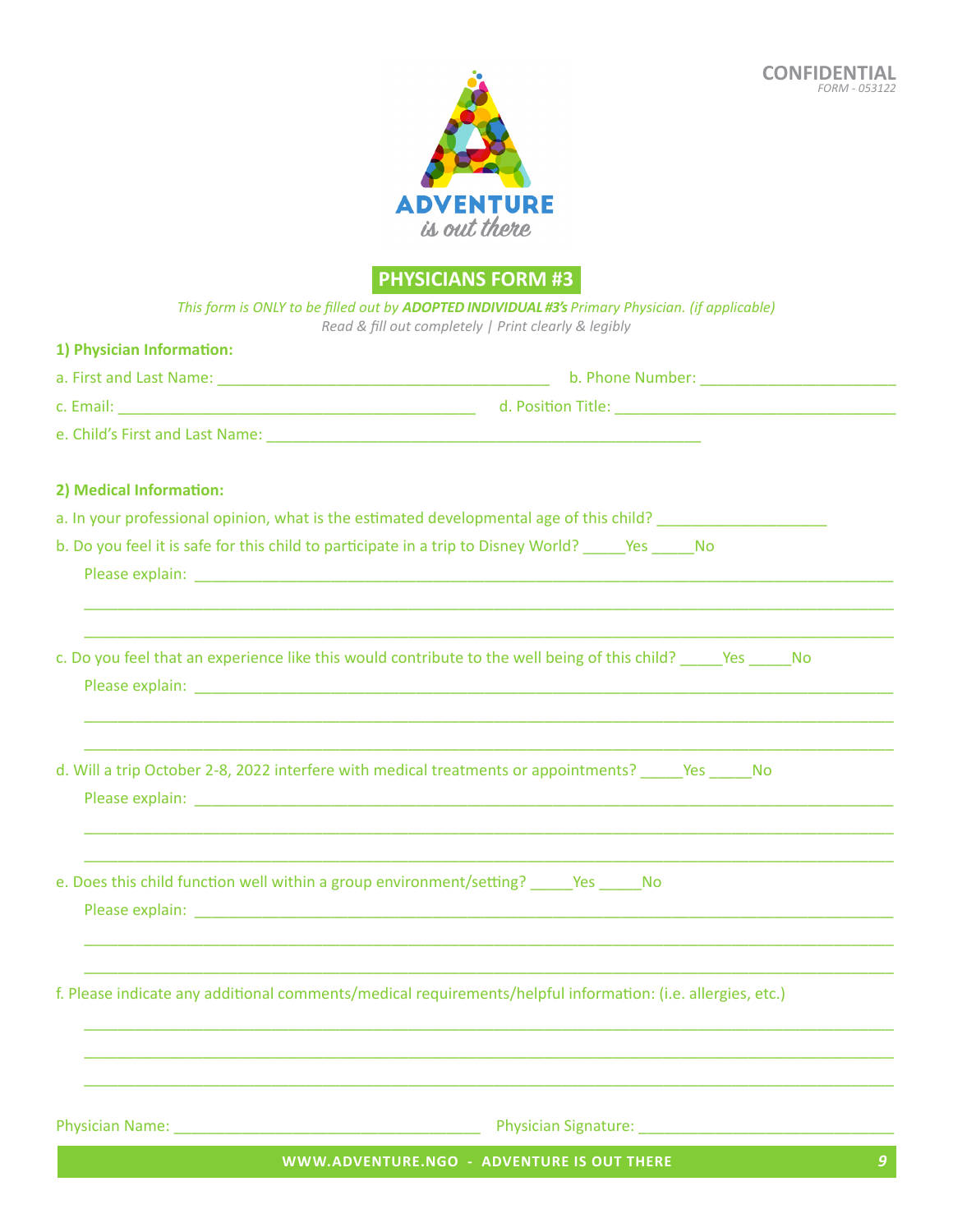CONFIDENTIAL
*FORM - 053122*

ADVENTURE
*is out there*

## PHYSICIANS FORM #3

*This form is ONLY to be filled out by **ADOPTED INDIVIDUAL #3's** Primary Physician. (if applicable)*
*Read & fill out completely | Print clearly & legibly*

**1) Physician Information:**

a. First and Last Name: ________________________________________ b. Phone Number: ________________________

c. Email: ____________________________________________ d. Position Title: __________________________________

e. Child's First and Last Name: ____________________________________________________

**2) Medical Information:**

a. In your professional opinion, what is the estimated developmental age of this child? ____________________

b. Do you feel it is safe for this child to participate in a trip to Disney World? _____Yes _____No

Please explain: ____________________________________________________________________________________

_________________________________________________________________________________________________

_________________________________________________________________________________________________

c. Do you feel that an experience like this would contribute to the well being of this child? _____Yes _____No

Please explain: ____________________________________________________________________________________

_________________________________________________________________________________________________

_________________________________________________________________________________________________

d. Will a trip October 2-8, 2022 interfere with medical treatments or appointments? _____Yes _____No

Please explain: ____________________________________________________________________________________

_________________________________________________________________________________________________

_________________________________________________________________________________________________

e. Does this child function well within a group environment/setting? _____Yes _____No

Please explain: ____________________________________________________________________________________

_________________________________________________________________________________________________

_________________________________________________________________________________________________

f. Please indicate any additional comments/medical requirements/helpful information: (i.e. allergies, etc.)

_________________________________________________________________________________________________

_________________________________________________________________________________________________

_________________________________________________________________________________________________

Physician Name: ____________________________________ Physician Signature: ______________________________

**WWW.ADVENTURE.NGO - ADVENTURE IS OUT THERE**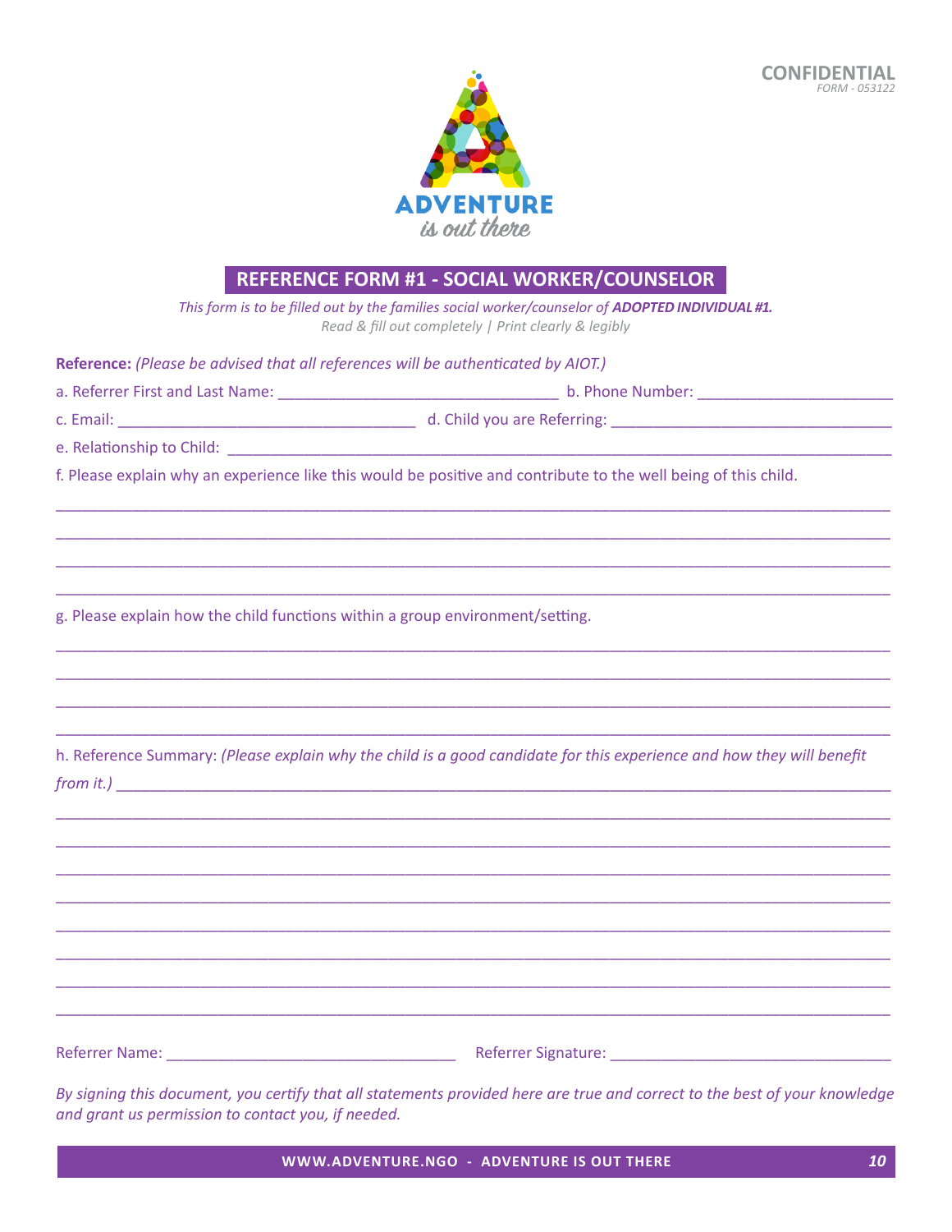CONFIDENTIAL
*FORM - 053122*

ADVENTURE
*is out there*

## REFERENCE FORM #1 - SOCIAL WORKER/COUNSELOR

*This form is to be filled out by the families social worker/counselor of* ***ADOPTED INDIVIDUAL #1.***
*Read & fill out completely | Print clearly & legibly*

**Reference:** *(Please be advised that all references will be authenticated by AIOT.)*

a. Referrer First and Last Name: ________________________________ b. Phone Number: ______________________

c. Email: __________________________________ d. Child you are Referring: _______________________________

e. Relationship to Child: ___________________________________________________________________________

f. Please explain why an experience like this would be positive and contribute to the well being of this child.

______________________________________________________________________________________________

______________________________________________________________________________________________

______________________________________________________________________________________________

______________________________________________________________________________________________

g. Please explain how the child functions within a group environment/setting.

______________________________________________________________________________________________

______________________________________________________________________________________________

______________________________________________________________________________________________

______________________________________________________________________________________________

h. Reference Summary: *(Please explain why the child is a good candidate for this experience and how they will benefit from it.)* ______________________________________________________________________________

______________________________________________________________________________________________

______________________________________________________________________________________________

______________________________________________________________________________________________

______________________________________________________________________________________________

______________________________________________________________________________________________

______________________________________________________________________________________________

______________________________________________________________________________________________

______________________________________________________________________________________________

Referrer Name: ________________________________ Referrer Signature: ________________________________

*By signing this document, you certify that all statements provided here are true and correct to the best of your knowledge and grant us permission to contact you, if needed.*

**WWW.ADVENTURE.NGO - ADVENTURE IS OUT THERE**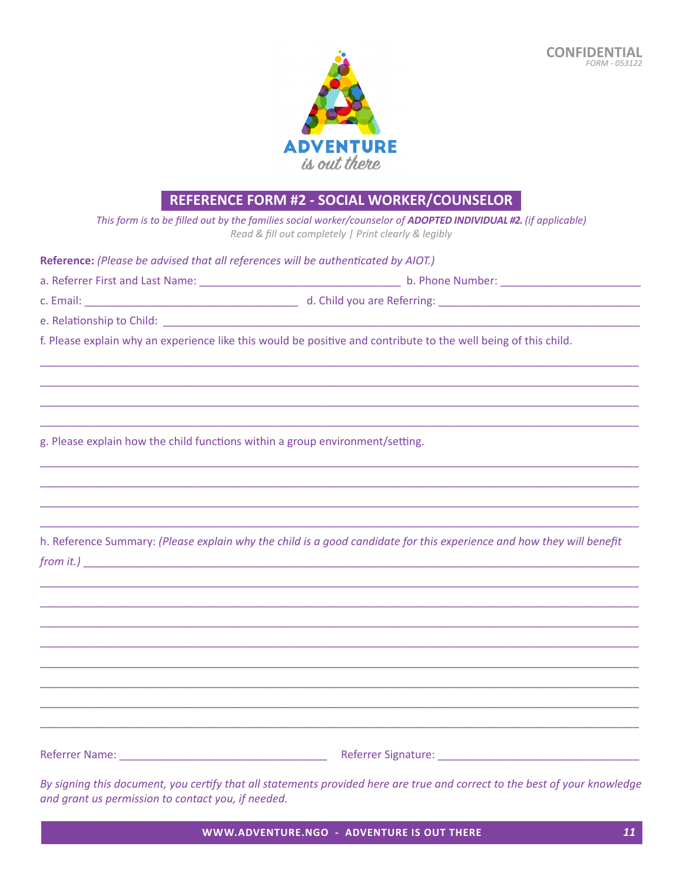**CONFIDENTIAL**
*FORM - 053122*

ADVENTURE
*is out there*

## REFERENCE FORM #2 - SOCIAL WORKER/COUNSELOR

*This form is to be filled out by the families social worker/counselor of* ***ADOPTED INDIVIDUAL #2.*** *(if applicable)*
*Read & fill out completely | Print clearly & legibly*

**Reference:** *(Please be advised that all references will be authenticated by AIOT.)*

a. Referrer First and Last Name: ________________________________ b. Phone Number: ______________________

c. Email: __________________________________ d. Child you are Referring: _______________________________

e. Relationship to Child: ______________________________________________________________________________

f. Please explain why an experience like this would be positive and contribute to the well being of this child.

_______________________________________________________________________________________________

_______________________________________________________________________________________________

_______________________________________________________________________________________________

_______________________________________________________________________________________________

g. Please explain how the child functions within a group environment/setting.

_______________________________________________________________________________________________

_______________________________________________________________________________________________

_______________________________________________________________________________________________

_______________________________________________________________________________________________

h. Reference Summary: *(Please explain why the child is a good candidate for this experience and how they will benefit from it.)* _______________________________________________________________________________

_______________________________________________________________________________________________

_______________________________________________________________________________________________

_______________________________________________________________________________________________

_______________________________________________________________________________________________

_______________________________________________________________________________________________

_______________________________________________________________________________________________

_______________________________________________________________________________________________

_______________________________________________________________________________________________

Referrer Name: _________________________________ Referrer Signature: ________________________________

*By signing this document, you certify that all statements provided here are true and correct to the best of your knowledge and grant us permission to contact you, if needed.*

**WWW.ADVENTURE.NGO - ADVENTURE IS OUT THERE**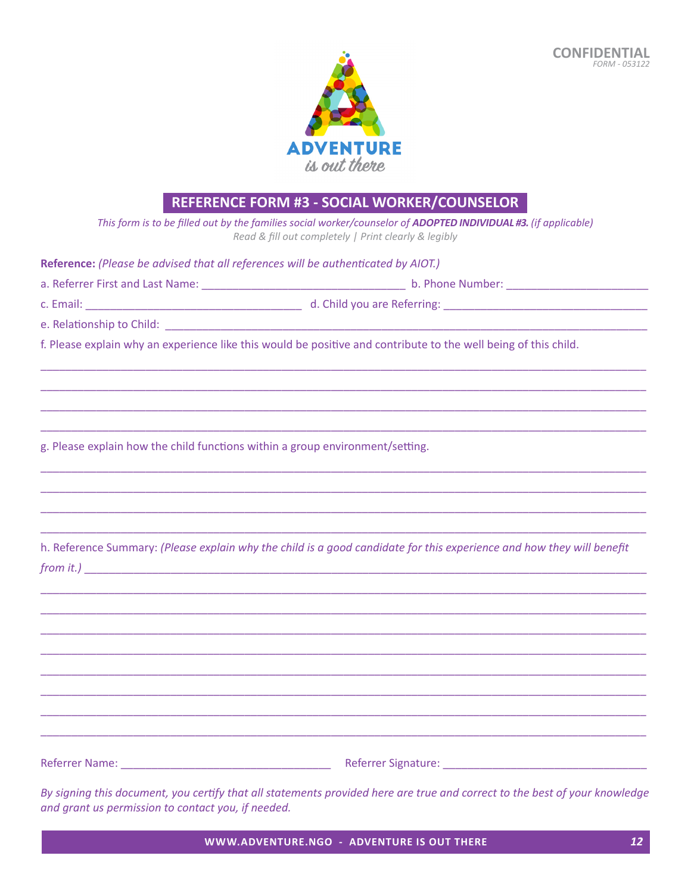**CONFIDENTIAL**
*FORM - 053122*

ADVENTURE
*is out there*

## REFERENCE FORM #3 - SOCIAL WORKER/COUNSELOR

*This form is to be filled out by the families social worker/counselor of **ADOPTED INDIVIDUAL #3.** (if applicable)*
*Read & fill out completely | Print clearly & legibly*

**Reference:** *(Please be advised that all references will be authenticated by AIOT.)*

a. Referrer First and Last Name: ________________________________ b. Phone Number: ______________________

c. Email: __________________________________ d. Child you are Referring: _______________________________

e. Relationship to Child: ___________________________________________________________________________

f. Please explain why an experience like this would be positive and contribute to the well being of this child.

_______________________________________________________________________________________________

_______________________________________________________________________________________________

_______________________________________________________________________________________________

_______________________________________________________________________________________________

g. Please explain how the child functions within a group environment/setting.

_______________________________________________________________________________________________

_______________________________________________________________________________________________

_______________________________________________________________________________________________

_______________________________________________________________________________________________

h. Reference Summary: *(Please explain why the child is a good candidate for this experience and how they will benefit from it.)* ______________________________________________________________________________

_______________________________________________________________________________________________

_______________________________________________________________________________________________

_______________________________________________________________________________________________

_______________________________________________________________________________________________

_______________________________________________________________________________________________

_______________________________________________________________________________________________

_______________________________________________________________________________________________

_______________________________________________________________________________________________

Referrer Name: _________________________________ Referrer Signature: _________________________________

*By signing this document, you certify that all statements provided here are true and correct to the best of your knowledge and grant us permission to contact you, if needed.*

**WWW.ADVENTURE.NGO - ADVENTURE IS OUT THERE**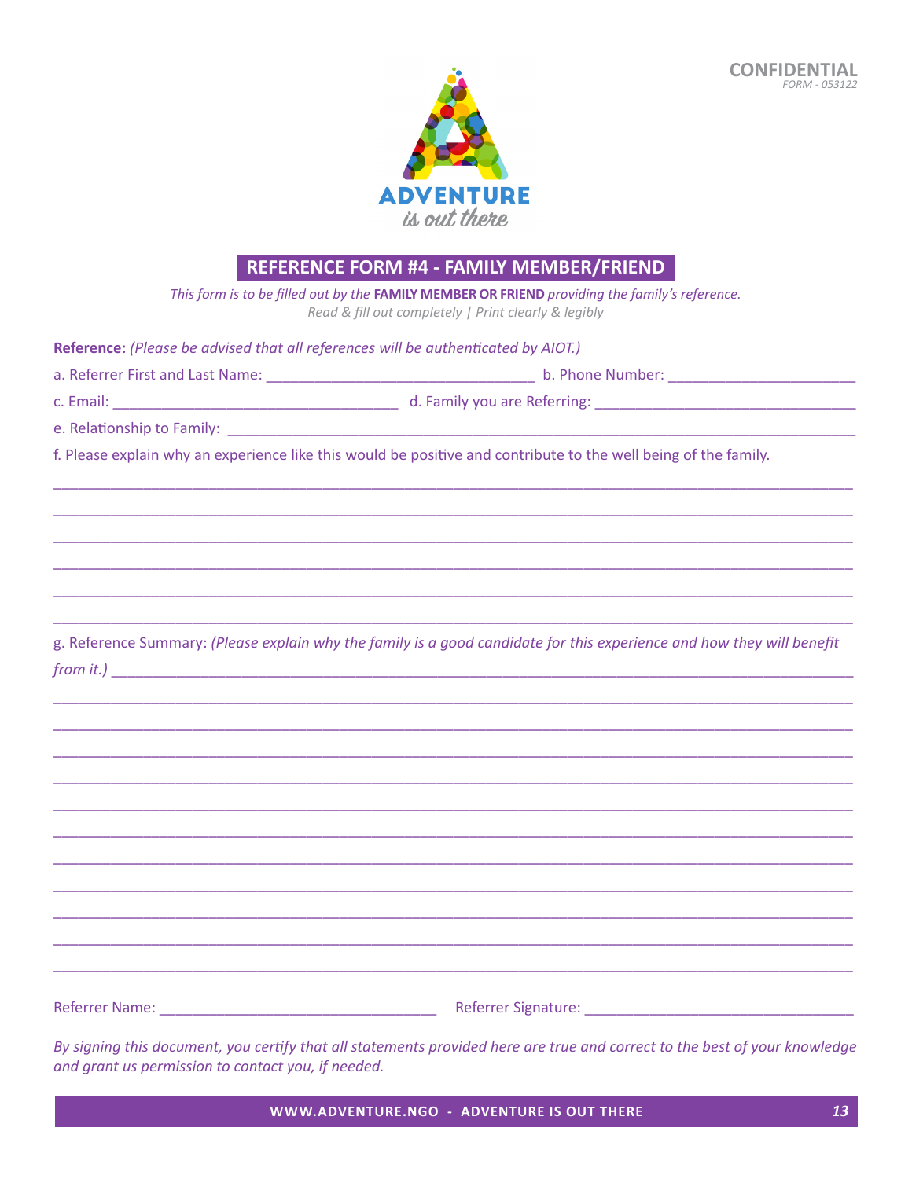**CONFIDENTIAL**
*FORM - 053122*

ADVENTURE
*is out there*

## REFERENCE FORM #4 - FAMILY MEMBER/FRIEND

*This form is to be filled out by the* **FAMILY MEMBER OR FRIEND** *providing the family's reference.*
*Read & fill out completely | Print clearly & legibly*

**Reference:** *(Please be advised that all references will be authenticated by AIOT.)*

a. Referrer First and Last Name: ______________________________ b. Phone Number: ______________________

c. Email: ________________________________ d. Family you are Referring: ______________________________

e. Relationship to Family: ______________________________________________________________________

f. Please explain why an experience like this would be positive and contribute to the well being of the family.

____________________________________________________________________________________________

____________________________________________________________________________________________

____________________________________________________________________________________________

____________________________________________________________________________________________

____________________________________________________________________________________________

____________________________________________________________________________________________

g. Reference Summary: *(Please explain why the family is a good candidate for this experience and how they will benefit from it.)* ______________________________________________________________________________

____________________________________________________________________________________________

____________________________________________________________________________________________

____________________________________________________________________________________________

____________________________________________________________________________________________

____________________________________________________________________________________________

____________________________________________________________________________________________

____________________________________________________________________________________________

____________________________________________________________________________________________

____________________________________________________________________________________________

____________________________________________________________________________________________

____________________________________________________________________________________________

Referrer Name: ______________________________ Referrer Signature: ______________________________

*By signing this document, you certify that all statements provided here are true and correct to the best of your knowledge and grant us permission to contact you, if needed.*

**WWW.ADVENTURE.NGO - ADVENTURE IS OUT THERE**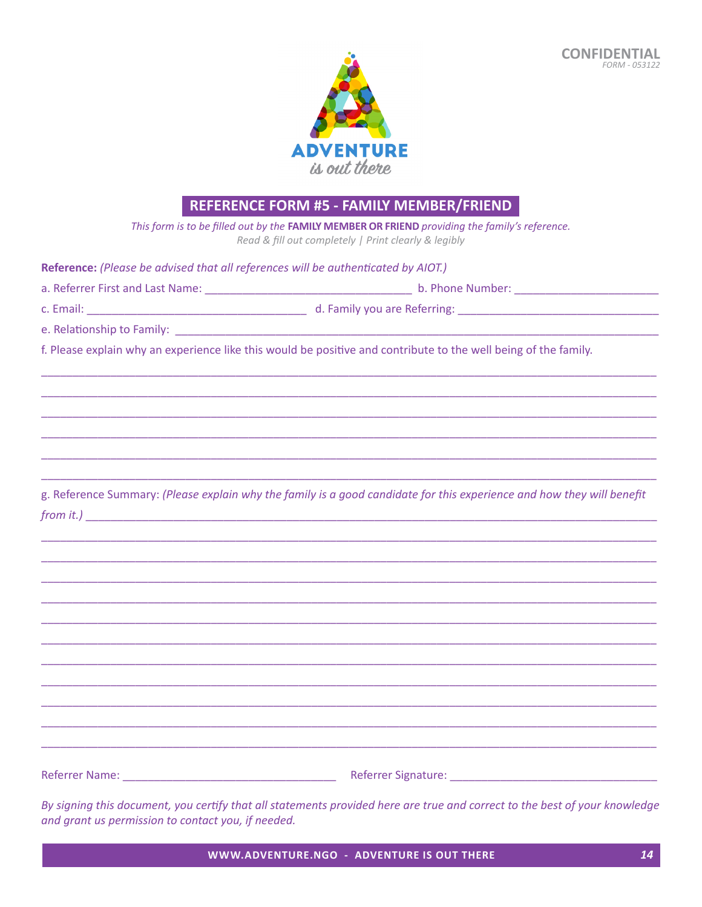CONFIDENTIAL
*FORM - 053122*

ADVENTURE
*is out there*

# REFERENCE FORM #5 - FAMILY MEMBER/FRIEND

*This form is to be filled out by the* **FAMILY MEMBER OR FRIEND** *providing the family's reference.*
*Read & fill out completely | Print clearly & legibly*

**Reference:** *(Please be advised that all references will be authenticated by AIOT.)*

a. Referrer First and Last Name: ________________________________ b. Phone Number: ______________________

c. Email: __________________________________ d. Family you are Referring: ______________________________

e. Relationship to Family: ______________________________________________________________________

f. Please explain why an experience like this would be positive and contribute to the well being of the family.

_______________________________________________________________________________________________

_______________________________________________________________________________________________

_______________________________________________________________________________________________

_______________________________________________________________________________________________

_______________________________________________________________________________________________

_______________________________________________________________________________________________

g. Reference Summary: *(Please explain why the family is a good candidate for this experience and how they will benefit from it.)* ______________________________________________________________________________

_______________________________________________________________________________________________

_______________________________________________________________________________________________

_______________________________________________________________________________________________

_______________________________________________________________________________________________

_______________________________________________________________________________________________

_______________________________________________________________________________________________

_______________________________________________________________________________________________

_______________________________________________________________________________________________

_______________________________________________________________________________________________

_______________________________________________________________________________________________

_______________________________________________________________________________________________

Referrer Name: _________________________________ Referrer Signature: _______________________________

*By signing this document, you certify that all statements provided here are true and correct to the best of your knowledge and grant us permission to contact you, if needed.*

WWW.ADVENTURE.NGO - ADVENTURE IS OUT THERE